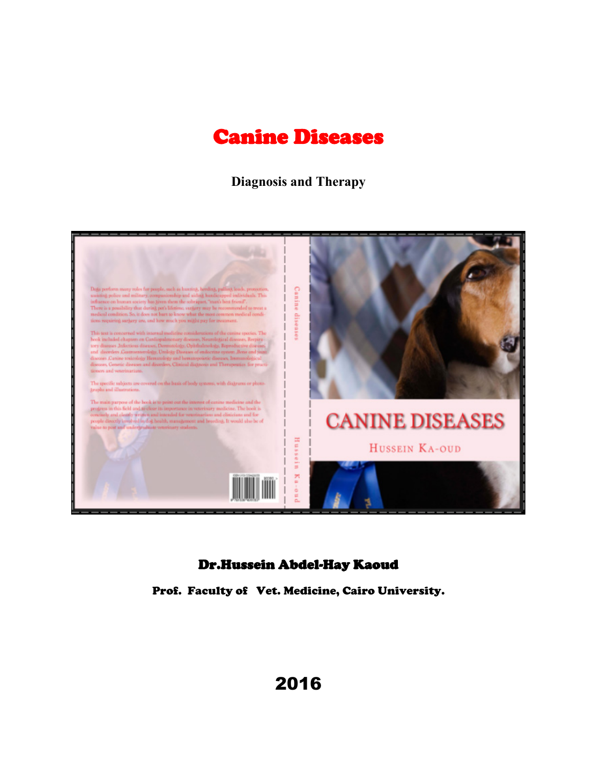# Canine Diseases

**Diagnosis and Therapy**

**Dr.Hussein Abdel-Hay Kaoud**

**Prof. Faculty of Vet. Medicine, Cairo University.**

**2016**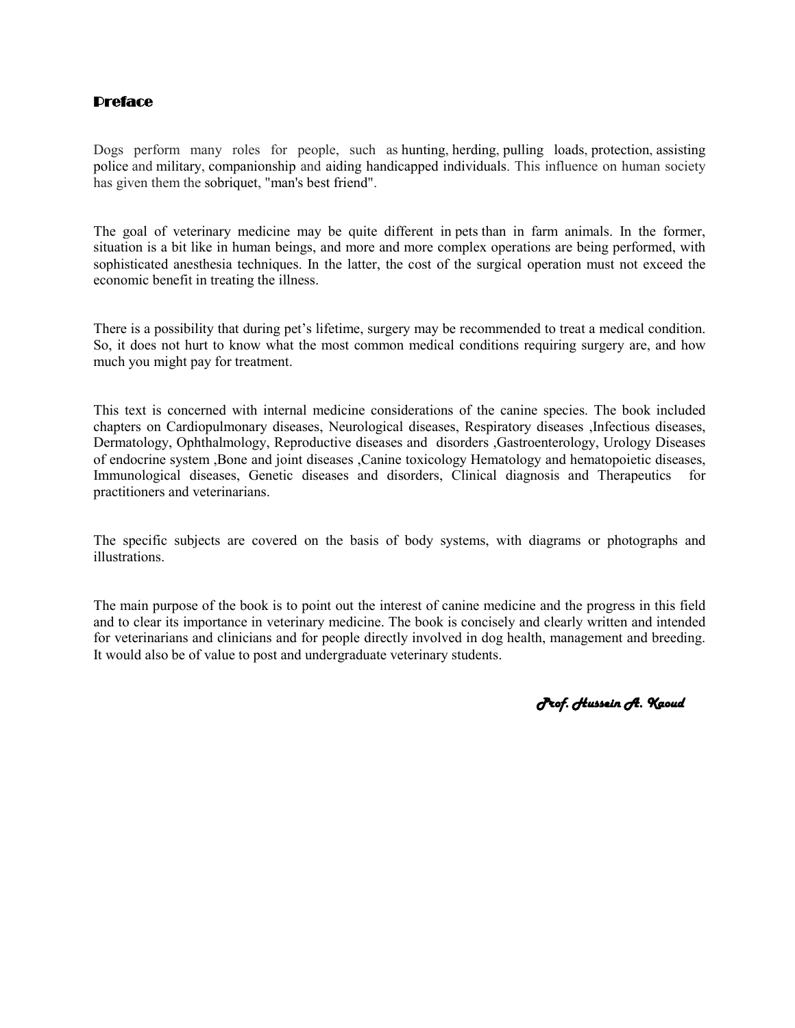# Preface

Dogs perform many roles for people, such as hunting, herding, pulling loads, protection, assisting police and military, companionship and aiding handicapped individuals. This influence on human society has given them the sobriquet, "man's best friend".

The goal of veterinary medicine may be quite different in pets than in farm animals. In the former, situation is a bit like in human beings, and more and more complex operations are being performed, with sophisticated anesthesia techniques. In the latter, the cost of the surgical operation must not exceed the economic benefit in treating the illness.

There is a possibility that during pet's lifetime, surgery may be recommended to treat a medical condition. So, it does not hurt to know what the most common medical conditions requiring surgery are, and how much you might pay for treatment.

This text is concerned with internal medicine considerations of the canine species. The book included chapters on Cardiopulmonary diseases, Neurological diseases, Respiratory diseases ,Infectious diseases, Dermatology, Ophthalmology, Reproductive diseases and disorders ,Gastroenterology, Urology Diseases of endocrine system ,Bone and joint diseases ,Canine toxicology Hematology and hematopoietic diseases, Immunological diseases, Genetic diseases and disorders, Clinical diagnosis and Therapeutics for practitioners and veterinarians.

The specific subjects are covered on the basis of body systems, with diagrams or photographs and illustrations.

The main purpose of the book is to point out the interest of canine medicine and the progress in this field and to clear its importance in veterinary medicine. The book is concisely and clearly written and intended for veterinarians and clinicians and for people directly involved in dog health, management and breeding. It would also be of value to post and undergraduate veterinary students.

*Prof. Hussein A. Kaoud*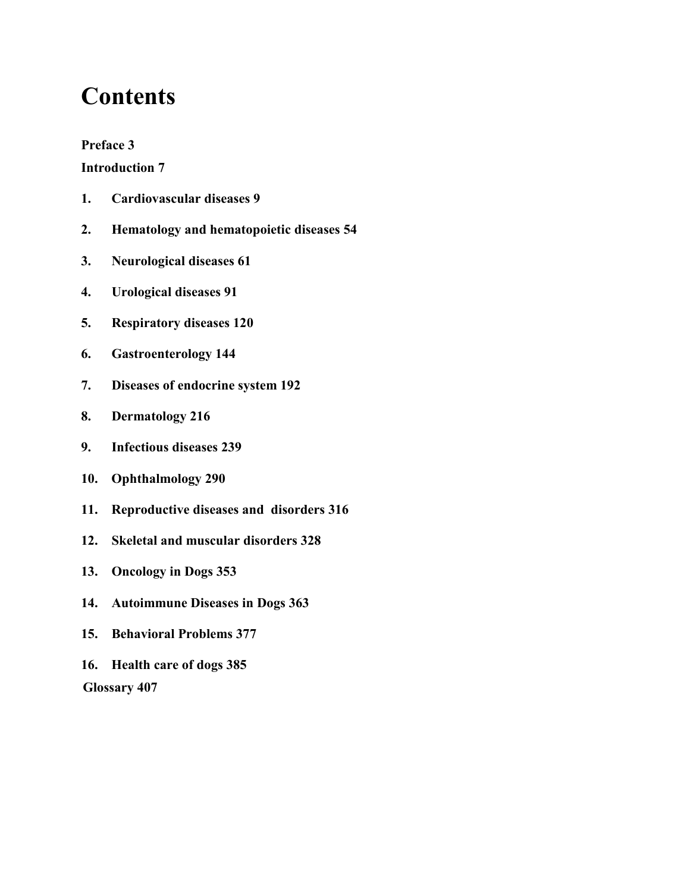# Contents

**Preface 3**

**Introduction 7**

1. **Cardiovascular diseases 9**
2. **Hematology and hematopoietic diseases 54**
3. **Neurological diseases 61**
4. **Urological diseases 91**
5. **Respiratory diseases 120**
6. **Gastroenterology 144**
7. **Diseases of endocrine system 192**
8. **Dermatology 216**
9. **Infectious diseases 239**
10. **Ophthalmology 290**
11. **Reproductive diseases and disorders 316**
12. **Skeletal and muscular disorders 328**
13. **Oncology in Dogs 353**
14. **Autoimmune Diseases in Dogs 363**
15. **Behavioral Problems 377**
16. **Health care of dogs 385**

**Glossary 407**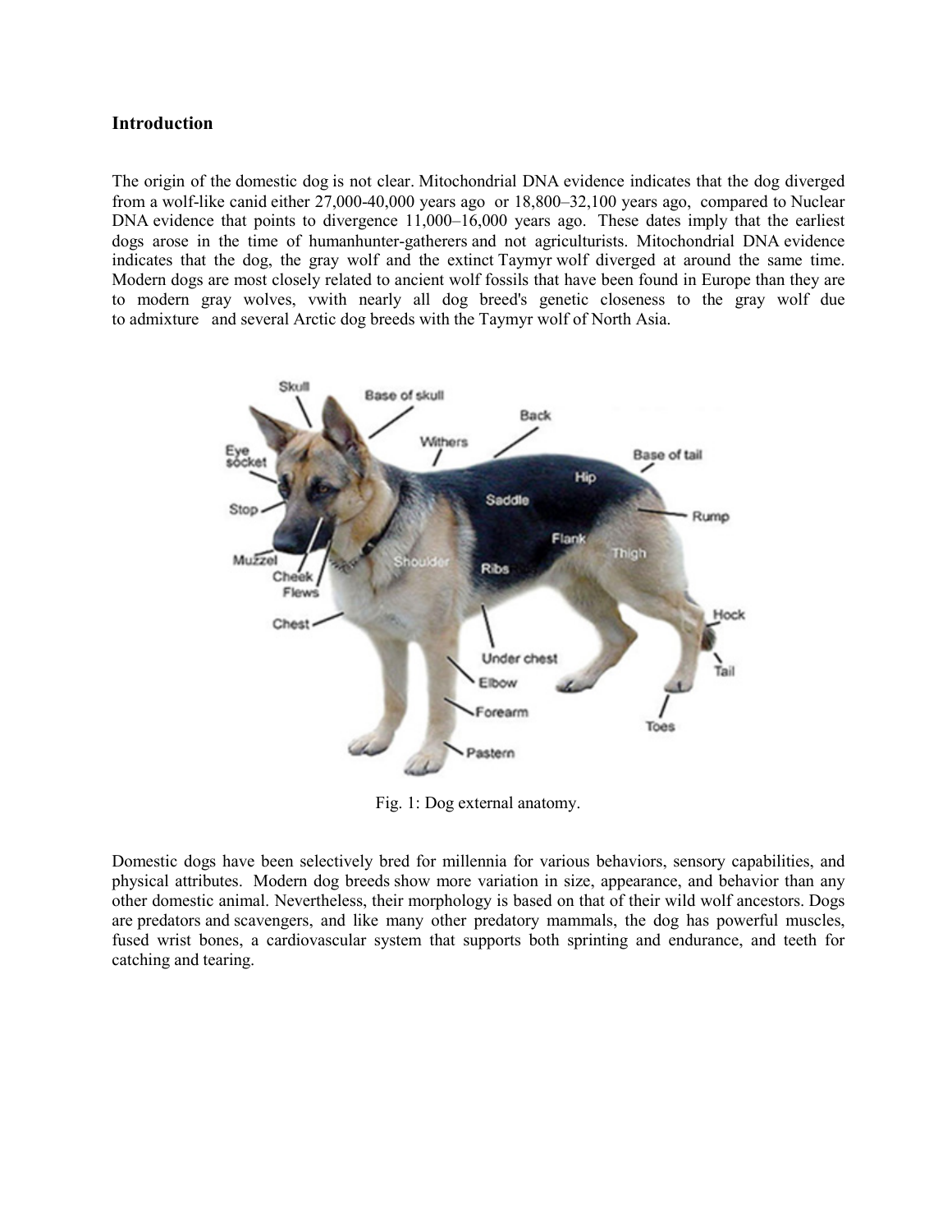### Introduction

The origin of the domestic dog is not clear. Mitochondrial DNA evidence indicates that the dog diverged from a wolf-like canid either 27,000-40,000 years ago or 18,800–32,100 years ago, compared to Nuclear DNA evidence that points to divergence 11,000–16,000 years ago. These dates imply that the earliest dogs arose in the time of humanhunter-gatherers and not agriculturists. Mitochondrial DNA evidence indicates that the dog, the gray wolf and the extinct Taymyr wolf diverged at around the same time. Modern dogs are most closely related to ancient wolf fossils that have been found in Europe than they are to modern gray wolves, vwith nearly all dog breed's genetic closeness to the gray wolf due to admixture and several Arctic dog breeds with the Taymyr wolf of North Asia.

Skull
Base of skull
Back
Withers
Base of tail
Eye socket
Hip
Saddle
Stop
Rump
Flank
Thigh
Muzzel
Shoulder
Ribs
Cheek
Flews
Chest
Hock
Under chest
Tail
Elbow
Forearm
Toes
Pastern

Fig. 1: Dog external anatomy.

Domestic dogs have been selectively bred for millennia for various behaviors, sensory capabilities, and physical attributes. Modern dog breeds show more variation in size, appearance, and behavior than any other domestic animal. Nevertheless, their morphology is based on that of their wild wolf ancestors. Dogs are predators and scavengers, and like many other predatory mammals, the dog has powerful muscles, fused wrist bones, a cardiovascular system that supports both sprinting and endurance, and teeth for catching and tearing.